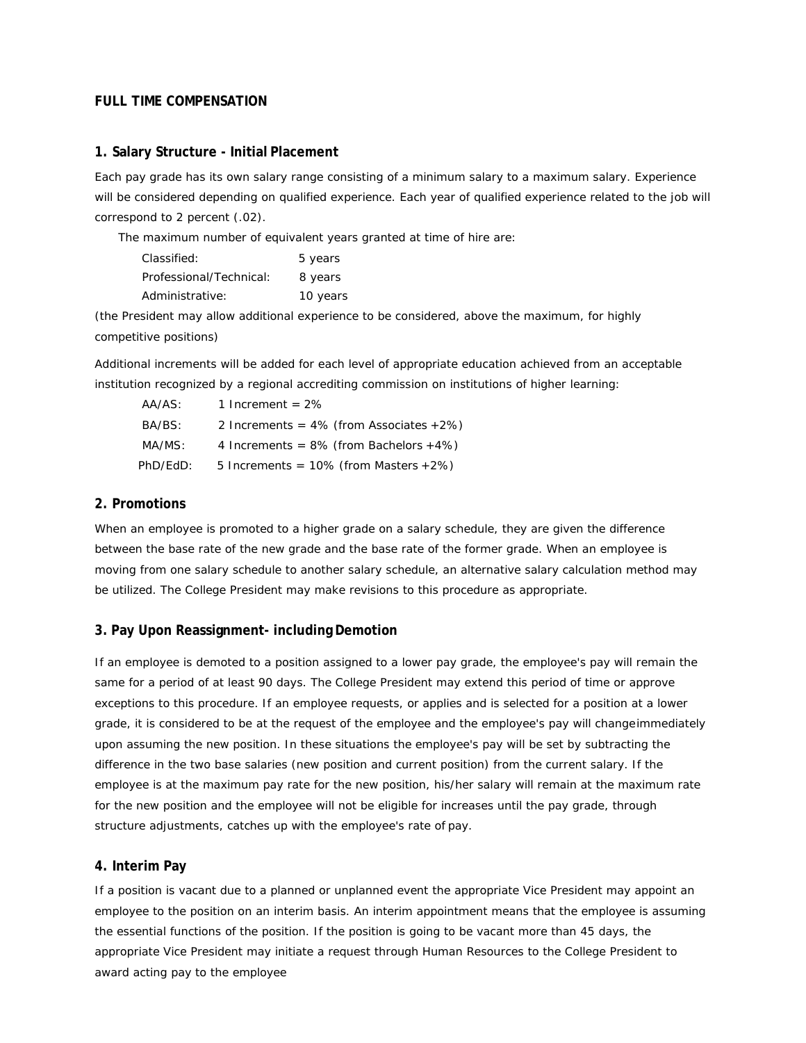# FULL TIME COMPENSATION

## 1. Salary Structure - Initial Placement

Each pay grade has its own salary range consisting of a minimum salary to a maximum salary. Experience will be considered depending on qualified experience. Each year of qualified experience related to the job will correspond to 2 percent (.02).

The maximum number of equivalent years granted at time of hire are:

| | |
|---|---|
| Classified: | 5 years |
| Professional/Technical: | 8 years |
| Administrative: | 10 years |

(the President may allow additional experience to be considered, above the maximum, for highly competitive positions)

Additional increments will be added for each level of appropriate education achieved from an acceptable institution recognized by a regional accrediting commission on institutions of higher learning:

| | |
|---|---|
| AA/AS: | 1 Increment = 2% |
| BA/BS: | 2 Increments = 4% (from Associates +2%) |
| MA/MS: | 4 Increments = 8% (from Bachelors +4%) |
| PhD/EdD: | 5 Increments = 10% (from Masters +2%) |

## 2. Promotions

When an employee is promoted to a higher grade on a salary schedule, they are given the difference between the base rate of the new grade and the base rate of the former grade. When an employee is moving from one salary schedule to another salary schedule, an alternative salary calculation method may be utilized. The College President may make revisions to this procedure as appropriate.

## 3. Pay Upon Reassignment- including Demotion

If an employee is demoted to a position assigned to a lower pay grade, the employee's pay will remain the same for a period of at least 90 days. The College President may extend this period of time or approve exceptions to this procedure. If an employee requests, or applies and is selected for a position at a lower grade, it is considered to be at the request of the employee and the employee's pay will change immediately upon assuming the new position. In these situations the employee's pay will be set by subtracting the difference in the two base salaries (new position and current position) from the current salary. If the employee is at the maximum pay rate for the new position, his/her salary will remain at the maximum rate for the new position and the employee will not be eligible for increases until the pay grade, through structure adjustments, catches up with the employee's rate of pay.

## 4. Interim Pay

If a position is vacant due to a planned or unplanned event the appropriate Vice President may appoint an employee to the position on an interim basis. An interim appointment means that the employee is assuming the essential functions of the position. If the position is going to be vacant more than 45 days, the appropriate Vice President may initiate a request through Human Resources to the College President to award acting pay to the employee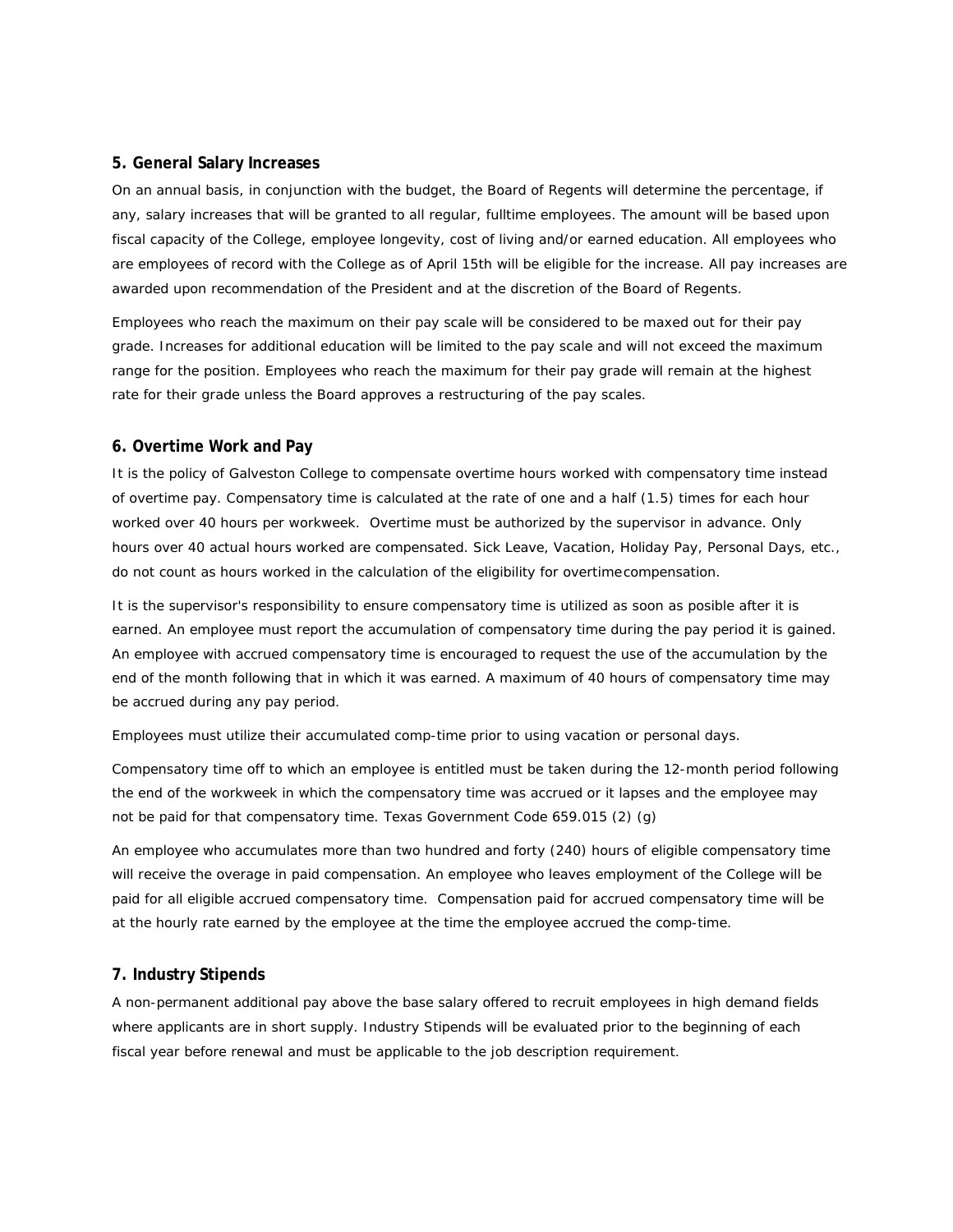### 5. General Salary Increases

On an annual basis, in conjunction with the budget, the Board of Regents will determine the percentage, if any, salary increases that will be granted to all regular, fulltime employees. The amount will be based upon fiscal capacity of the College, employee longevity, cost of living and/or earned education. All employees who are employees of record with the College as of April 15th will be eligible for the increase. All pay increases are awarded upon recommendation of the President and at the discretion of the Board of Regents.

Employees who reach the maximum on their pay scale will be considered to be maxed out for their pay grade. Increases for additional education will be limited to the pay scale and will not exceed the maximum range for the position. Employees who reach the maximum for their pay grade will remain at the highest rate for their grade unless the Board approves a restructuring of the pay scales.

### 6. Overtime Work and Pay

It is the policy of Galveston College to compensate overtime hours worked with compensatory time instead of overtime pay. Compensatory time is calculated at the rate of one and a half (1.5) times for each hour worked over 40 hours per workweek. Overtime must be authorized by the supervisor in advance. Only hours over 40 actual hours worked are compensated. Sick Leave, Vacation, Holiday Pay, Personal Days, etc., do not count as hours worked in the calculation of the eligibility for overtimecompensation.

It is the supervisor's responsibility to ensure compensatory time is utilized as soon as posible after it is earned. An employee must report the accumulation of compensatory time during the pay period it is gained. An employee with accrued compensatory time is encouraged to request the use of the accumulation by the end of the month following that in which it was earned. A maximum of 40 hours of compensatory time may be accrued during any pay period.

Employees must utilize their accumulated comp-time prior to using vacation or personal days.

Compensatory time off to which an employee is entitled must be taken during the 12-month period following the end of the workweek in which the compensatory time was accrued or it lapses and the employee may not be paid for that compensatory time. Texas Government Code 659.015 (2) (g)

An employee who accumulates more than two hundred and forty (240) hours of eligible compensatory time will receive the overage in paid compensation. An employee who leaves employment of the College will be paid for all eligible accrued compensatory time. Compensation paid for accrued compensatory time will be at the hourly rate earned by the employee at the time the employee accrued the comp-time.

### 7. Industry Stipends

A non-permanent additional pay above the base salary offered to recruit employees in high demand fields where applicants are in short supply. Industry Stipends will be evaluated prior to the beginning of each fiscal year before renewal and must be applicable to the job description requirement.